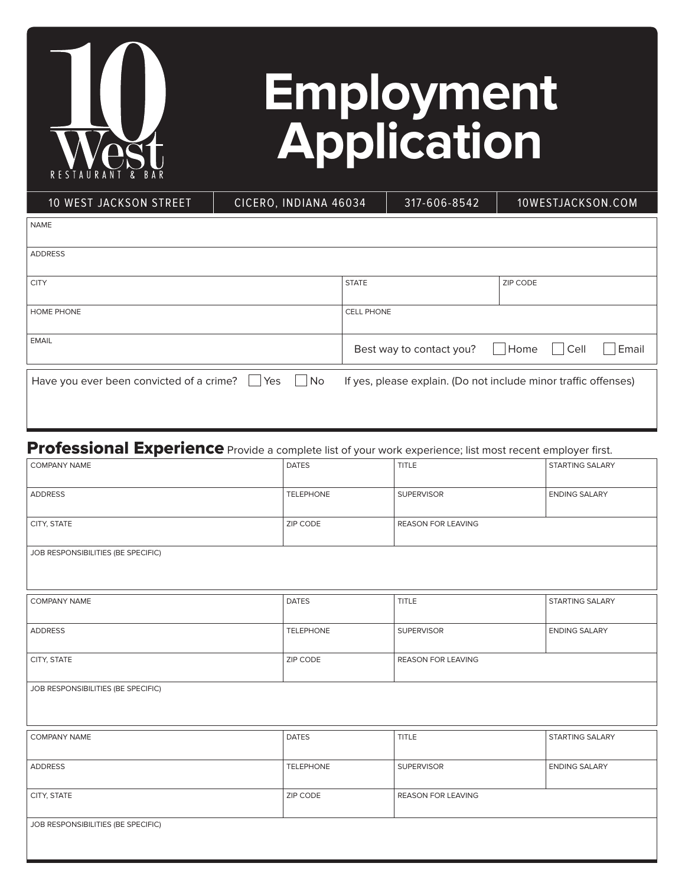# 10 West

RESTAURANT & BAR

# Employment Application

| 10 WEST JACKSON STREET | CICERO, INDIANA 46034 | 317-606-8542 | 10WESTJACKSON.COM |
|---|---|---|---|

| | | |
|---|---|---|
| NAME | | |
| ADDRESS | | |
| CITY | STATE | ZIP CODE |
| HOME PHONE | CELL PHONE | |
| EMAIL | Best way to contact you? ☐ Home ☐ Cell ☐ Email | |

Have you ever been convicted of a crime? ☐ Yes ☐ No If yes, please explain. (Do not include minor traffic offenses)

## Professional Experience

Provide a complete list of your work experience; list most recent employer first.

| | | | |
|---|---|---|---|
| COMPANY NAME | DATES | TITLE | STARTING SALARY |
| ADDRESS | TELEPHONE | SUPERVISOR | ENDING SALARY |
| CITY, STATE | ZIP CODE | REASON FOR LEAVING | |
| JOB RESPONSIBILITIES (BE SPECIFIC) | | | |

| | | | |
|---|---|---|---|
| COMPANY NAME | DATES | TITLE | STARTING SALARY |
| ADDRESS | TELEPHONE | SUPERVISOR | ENDING SALARY |
| CITY, STATE | ZIP CODE | REASON FOR LEAVING | |
| JOB RESPONSIBILITIES (BE SPECIFIC) | | | |

| | | | |
|---|---|---|---|
| COMPANY NAME | DATES | TITLE | STARTING SALARY |
| ADDRESS | TELEPHONE | SUPERVISOR | ENDING SALARY |
| CITY, STATE | ZIP CODE | REASON FOR LEAVING | |
| JOB RESPONSIBILITIES (BE SPECIFIC) | | | |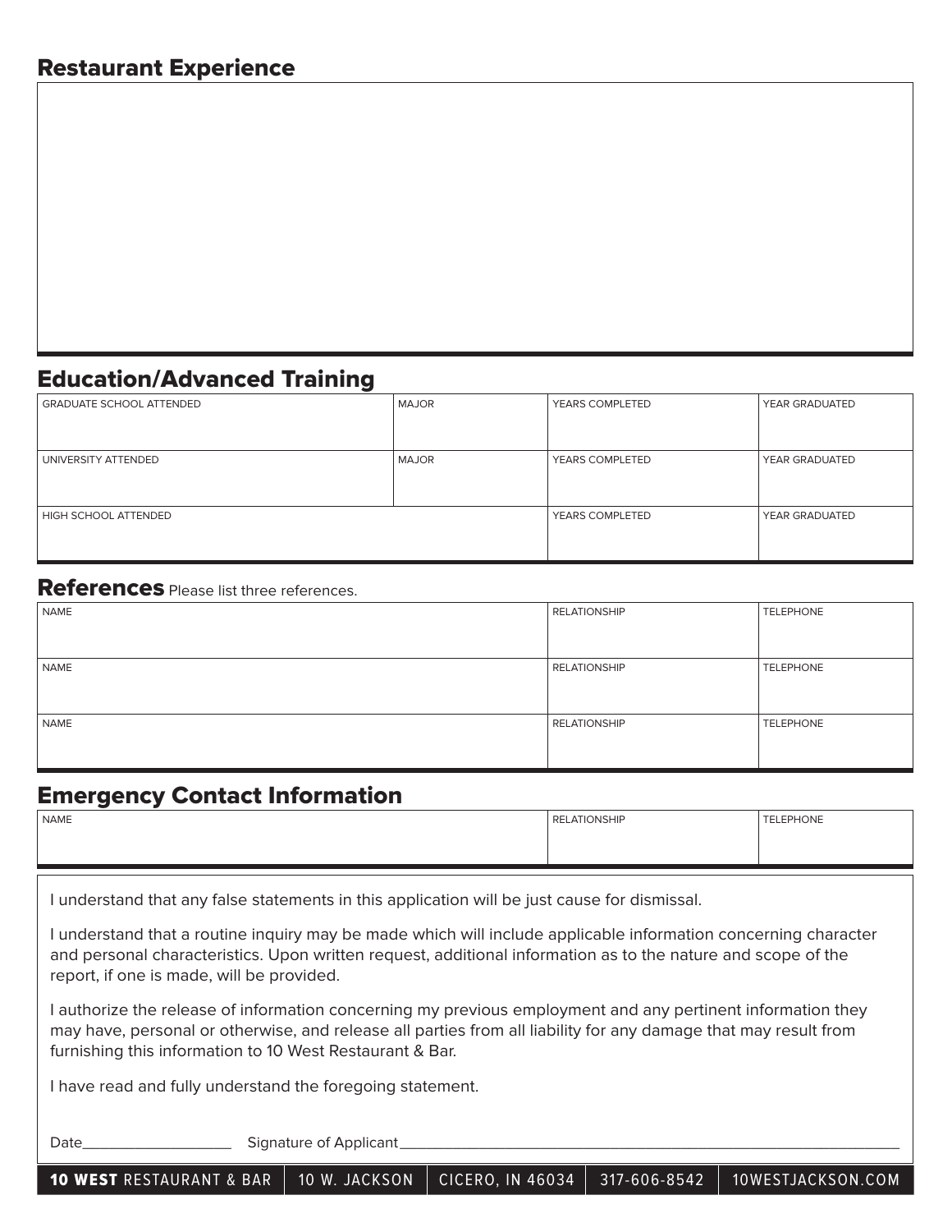## Restaurant Experience

## Education/Advanced Training

| GRADUATE SCHOOL ATTENDED | MAJOR | YEARS COMPLETED | YEAR GRADUATED |
|---|---|---|---|
| UNIVERSITY ATTENDED | MAJOR | YEARS COMPLETED | YEAR GRADUATED |
| HIGH SCHOOL ATTENDED | | YEARS COMPLETED | YEAR GRADUATED |

## References

Please list three references.

| NAME | RELATIONSHIP | TELEPHONE |
|---|---|---|
| NAME | RELATIONSHIP | TELEPHONE |
| NAME | RELATIONSHIP | TELEPHONE |

## Emergency Contact Information

| NAME | RELATIONSHIP | TELEPHONE |
|---|---|---|

I understand that any false statements in this application will be just cause for dismissal.

I understand that a routine inquiry may be made which will include applicable information concerning character and personal characteristics. Upon written request, additional information as to the nature and scope of the report, if one is made, will be provided.

I authorize the release of information concerning my previous employment and any pertinent information they may have, personal or otherwise, and release all parties from all liability for any damage that may result from furnishing this information to 10 West Restaurant & Bar.

I have read and fully understand the foregoing statement.

Date__________________ Signature of Applicant____________________________________________________________

**10 WEST** RESTAURANT & BAR | 10 W. JACKSON | CICERO, IN 46034 | 317-606-8542 | 10WESTJACKSON.COM